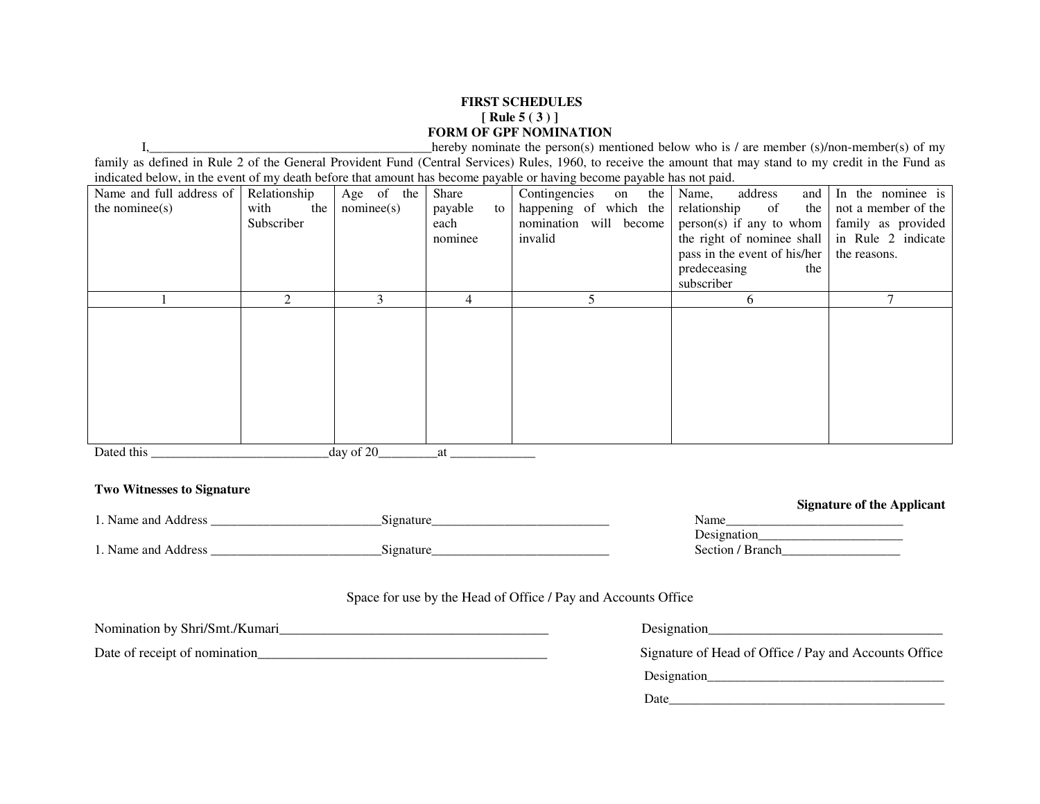**FIRST SCHEDULES**

**[ Rule 5 ( 3 ) ]**

**FORM OF GPF NOMINATION**

I,____________________________________________hereby nominate the person(s) mentioned below who is / are member (s)/non-member(s) of my family as defined in Rule 2 of the General Provident Fund (Central Services) Rules, 1960, to receive the amount that may stand to my credit in the Fund as indicated below, in the event of my death before that amount has become payable or having become payable has not paid.

| Name and full address of the nominee(s) | Relationship with the Subscriber | Age of the nominee(s) | Share payable to each nominee | Contingencies on the happening of which the nomination will become invalid | Name, address and relationship of the person(s) if any to whom the right of nominee shall pass in the event of his/her predeceasing the subscriber | In the nominee is not a member of the family as provided in Rule 2 indicate the reasons. |
|---|---|---|---|---|---|---|
| 1 | 2 | 3 | 4 | 5 | 6 | 7 |
| | | | | | | |

Dated this ___________________________day of 20_________at _____________

**Two Witnesses to Signature**

**Signature of the Applicant**

1. Name and Address __________________________Signature___________________________

1. Name and Address __________________________Signature___________________________

Name___________________________

Designation______________________

Section / Branch__________________

Space for use by the Head of Office / Pay and Accounts Office

Nomination by Shri/Smt./Kumari_________________________________________

Date of receipt of nomination_____________________________________________

Designation___________________________________

Signature of Head of Office / Pay and Accounts Office

Designation_____________________________________

Date__________________________________________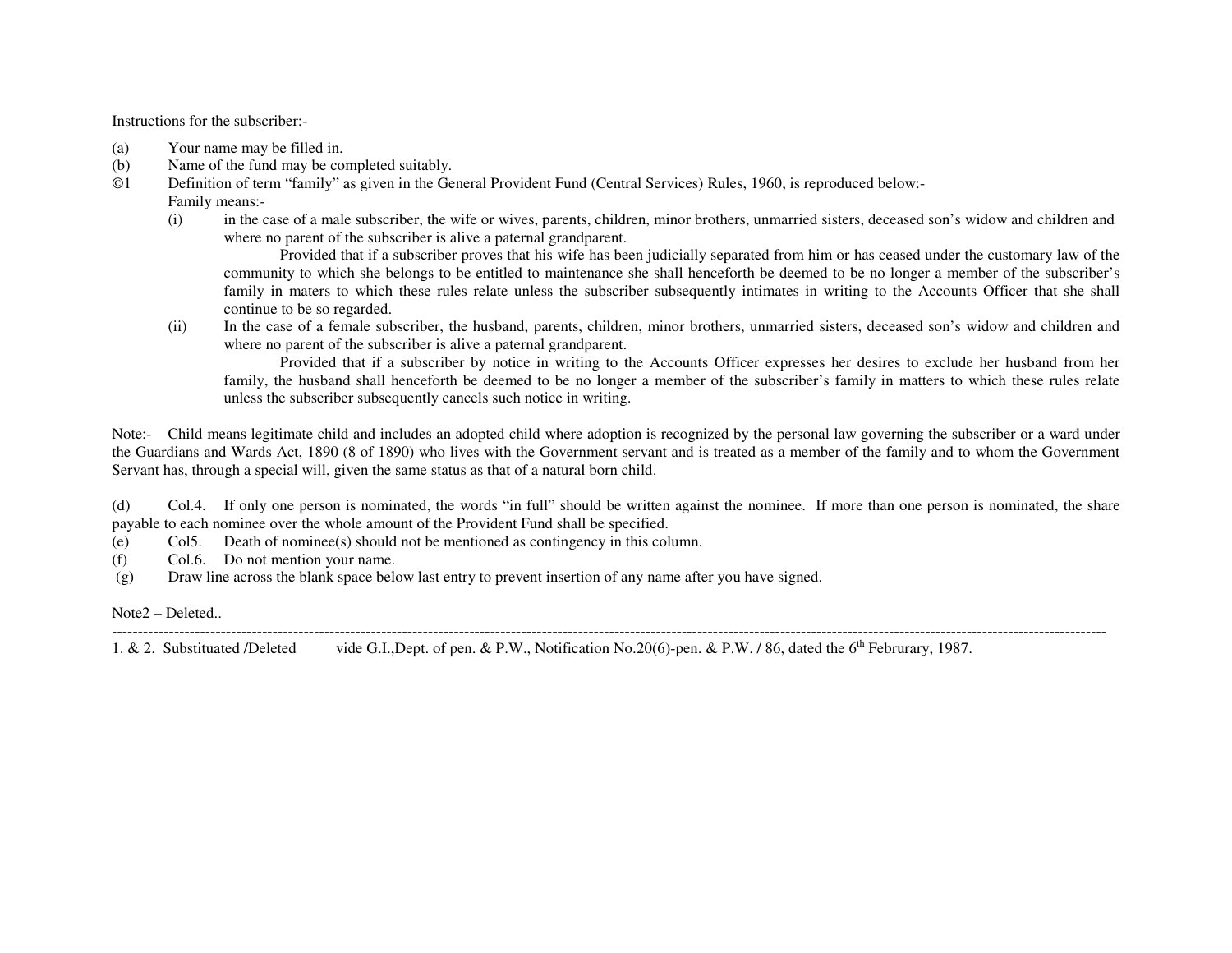Instructions for the subscriber:-

(a) Your name may be filled in.

(b) Name of the fund may be completed suitably.

©1 Definition of term "family" as given in the General Provident Fund (Central Services) Rules, 1960, is reproduced below:-

Family means:-

(i) in the case of a male subscriber, the wife or wives, parents, children, minor brothers, unmarried sisters, deceased son's widow and children and where no parent of the subscriber is alive a paternal grandparent.

Provided that if a subscriber proves that his wife has been judicially separated from him or has ceased under the customary law of the community to which she belongs to be entitled to maintenance she shall henceforth be deemed to be no longer a member of the subscriber's family in maters to which these rules relate unless the subscriber subsequently intimates in writing to the Accounts Officer that she shall continue to be so regarded.

(ii) In the case of a female subscriber, the husband, parents, children, minor brothers, unmarried sisters, deceased son's widow and children and where no parent of the subscriber is alive a paternal grandparent.

Provided that if a subscriber by notice in writing to the Accounts Officer expresses her desires to exclude her husband from her family, the husband shall henceforth be deemed to be no longer a member of the subscriber's family in matters to which these rules relate unless the subscriber subsequently cancels such notice in writing.

Note:- Child means legitimate child and includes an adopted child where adoption is recognized by the personal law governing the subscriber or a ward under the Guardians and Wards Act, 1890 (8 of 1890) who lives with the Government servant and is treated as a member of the family and to whom the Government Servant has, through a special will, given the same status as that of a natural born child.

(d) Col.4. If only one person is nominated, the words "in full" should be written against the nominee. If more than one person is nominated, the share payable to each nominee over the whole amount of the Provident Fund shall be specified.

(e) Col5. Death of nominee(s) should not be mentioned as contingency in this column.

(f) Col.6. Do not mention your name.

(g) Draw line across the blank space below last entry to prevent insertion of any name after you have signed.

Note2 – Deleted..

---

1. & 2. Substituated /Deleted vide G.I.,Dept. of pen. & P.W., Notification No.20(6)-pen. & P.W. / 86, dated the 6th Februrary, 1987.